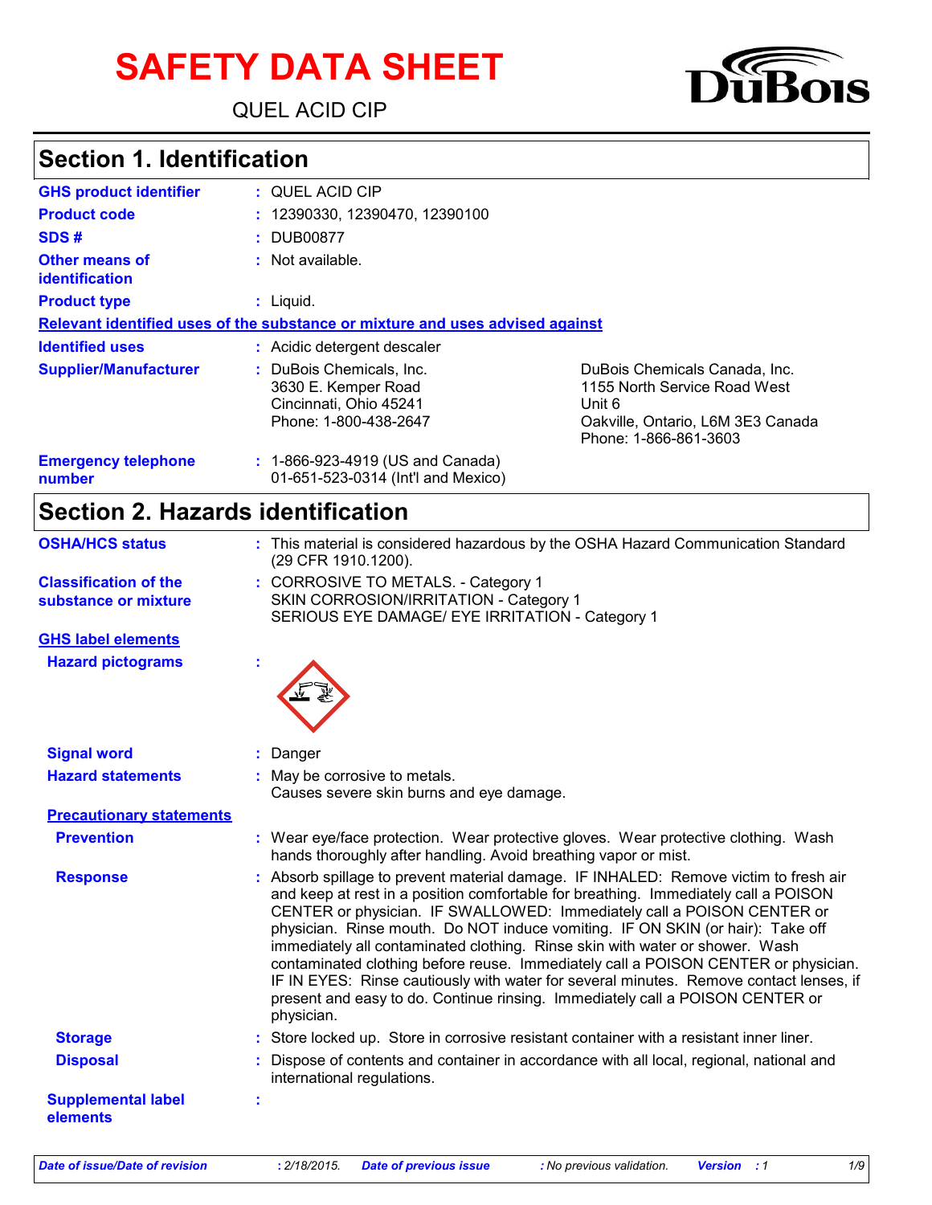# SAFETY DATA SHEET

QUEL ACID CIP

## Section 1. Identification

| | |
|---|---|
| **GHS product identifier** | : QUEL ACID CIP |
| **Product code** | : 12390330, 12390470, 12390100 |
| **SDS #** | : DUB00877 |
| **Other means of identification** | : Not available. |
| **Product type** | : Liquid. |

**Relevant identified uses of the substance or mixture and uses advised against**

| | | |
|---|---|---|
| **Identified uses** | : Acidic detergent descaler | |
| **Supplier/Manufacturer** | : DuBois Chemicals, Inc.<br>3630 E. Kemper Road<br>Cincinnati, Ohio 45241<br>Phone: 1-800-438-2647 | DuBois Chemicals Canada, Inc.<br>1155 North Service Road West<br>Unit 6<br>Oakville, Ontario, L6M 3E3 Canada<br>Phone: 1-866-861-3603 |
| **Emergency telephone number** | : 1-866-923-4919 (US and Canada)<br>01-651-523-0314 (Int'l and Mexico) | |

## Section 2. Hazards identification

| | |
|---|---|
| **OSHA/HCS status** | : This material is considered hazardous by the OSHA Hazard Communication Standard (29 CFR 1910.1200). |
| **Classification of the substance or mixture** | : CORROSIVE TO METALS. - Category 1<br>SKIN CORROSION/IRRITATION - Category 1<br>SERIOUS EYE DAMAGE/ EYE IRRITATION - Category 1 |

**GHS label elements**

| | |
|---|---|
| **Hazard pictograms** | : |
| **Signal word** | : Danger |
| **Hazard statements** | : May be corrosive to metals.<br>Causes severe skin burns and eye damage. |

**Precautionary statements**

| | |
|---|---|
| **Prevention** | : Wear eye/face protection. Wear protective gloves. Wear protective clothing. Wash hands thoroughly after handling. Avoid breathing vapor or mist. |
| **Response** | : Absorb spillage to prevent material damage. IF INHALED: Remove victim to fresh air and keep at rest in a position comfortable for breathing. Immediately call a POISON CENTER or physician. IF SWALLOWED: Immediately call a POISON CENTER or physician. Rinse mouth. Do NOT induce vomiting. IF ON SKIN (or hair): Take off immediately all contaminated clothing. Rinse skin with water or shower. Wash contaminated clothing before reuse. Immediately call a POISON CENTER or physician. IF IN EYES: Rinse cautiously with water for several minutes. Remove contact lenses, if present and easy to do. Continue rinsing. Immediately call a POISON CENTER or physician. |
| **Storage** | : Store locked up. Store in corrosive resistant container with a resistant inner liner. |
| **Disposal** | : Dispose of contents and container in accordance with all local, regional, national and international regulations. |
| **Supplemental label elements** | : |

*Date of issue/Date of revision* : 2/18/2015. *Date of previous issue* : No previous validation. *Version* : 1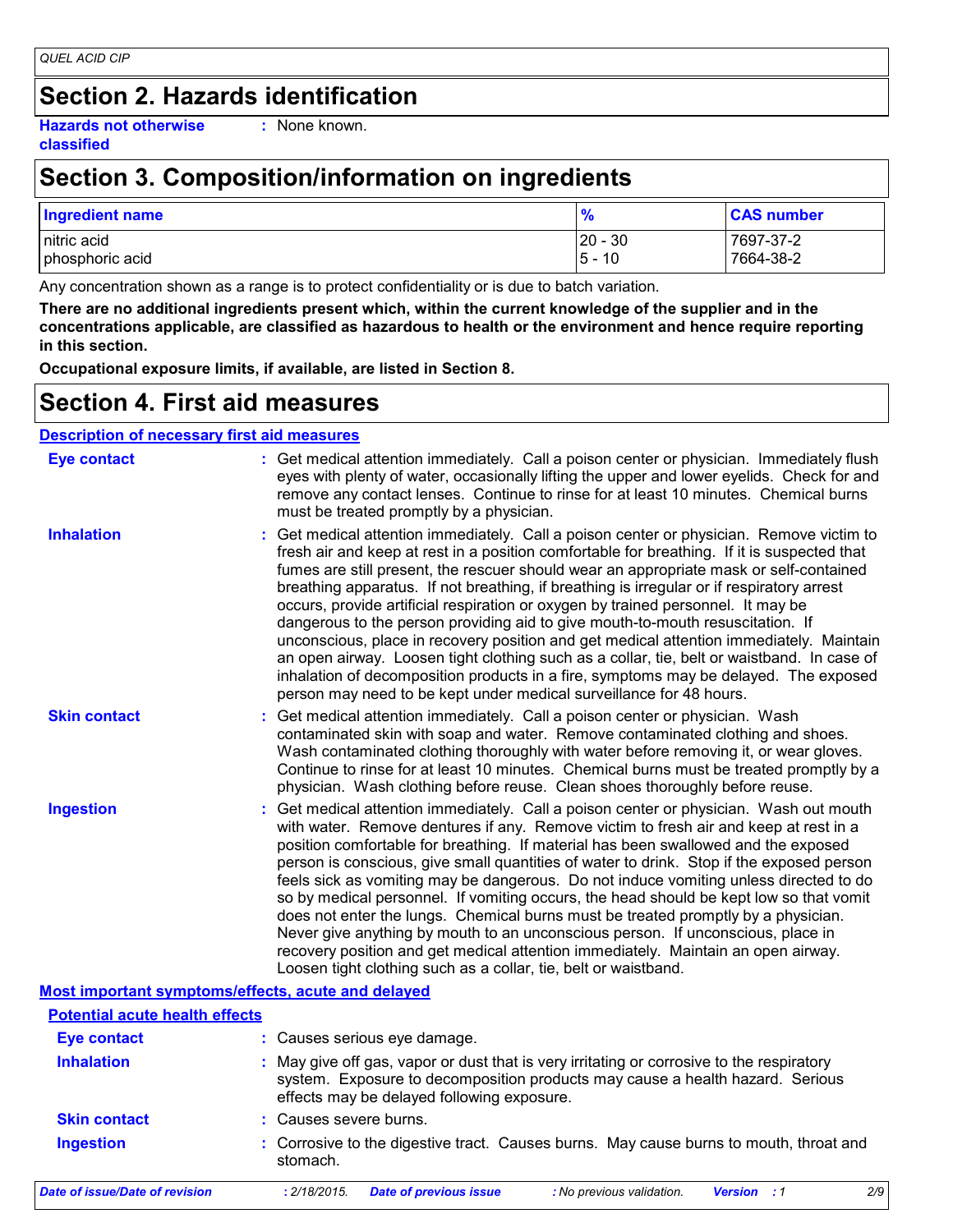## Section 2. Hazards identification

**Hazards not otherwise classified** : None known.

## Section 3. Composition/information on ingredients

| Ingredient name | % | CAS number |
|---|---|---|
| nitric acid | 20 - 30 | 7697-37-2 |
| phosphoric acid | 5 - 10 | 7664-38-2 |

Any concentration shown as a range is to protect confidentiality or is due to batch variation.

**There are no additional ingredients present which, within the current knowledge of the supplier and in the concentrations applicable, are classified as hazardous to health or the environment and hence require reporting in this section.**

**Occupational exposure limits, if available, are listed in Section 8.**

## Section 4. First aid measures

### Description of necessary first aid measures

**Eye contact** : Get medical attention immediately. Call a poison center or physician. Immediately flush eyes with plenty of water, occasionally lifting the upper and lower eyelids. Check for and remove any contact lenses. Continue to rinse for at least 10 minutes. Chemical burns must be treated promptly by a physician.

**Inhalation** : Get medical attention immediately. Call a poison center or physician. Remove victim to fresh air and keep at rest in a position comfortable for breathing. If it is suspected that fumes are still present, the rescuer should wear an appropriate mask or self-contained breathing apparatus. If not breathing, if breathing is irregular or if respiratory arrest occurs, provide artificial respiration or oxygen by trained personnel. It may be dangerous to the person providing aid to give mouth-to-mouth resuscitation. If unconscious, place in recovery position and get medical attention immediately. Maintain an open airway. Loosen tight clothing such as a collar, tie, belt or waistband. In case of inhalation of decomposition products in a fire, symptoms may be delayed. The exposed person may need to be kept under medical surveillance for 48 hours.

**Skin contact** : Get medical attention immediately. Call a poison center or physician. Wash contaminated skin with soap and water. Remove contaminated clothing and shoes. Wash contaminated clothing thoroughly with water before removing it, or wear gloves. Continue to rinse for at least 10 minutes. Chemical burns must be treated promptly by a physician. Wash clothing before reuse. Clean shoes thoroughly before reuse.

**Ingestion** : Get medical attention immediately. Call a poison center or physician. Wash out mouth with water. Remove dentures if any. Remove victim to fresh air and keep at rest in a position comfortable for breathing. If material has been swallowed and the exposed person is conscious, give small quantities of water to drink. Stop if the exposed person feels sick as vomiting may be dangerous. Do not induce vomiting unless directed to do so by medical personnel. If vomiting occurs, the head should be kept low so that vomit does not enter the lungs. Chemical burns must be treated promptly by a physician. Never give anything by mouth to an unconscious person. If unconscious, place in recovery position and get medical attention immediately. Maintain an open airway. Loosen tight clothing such as a collar, tie, belt or waistband.

### Most important symptoms/effects, acute and delayed

#### Potential acute health effects

**Eye contact** : Causes serious eye damage.

**Inhalation** : May give off gas, vapor or dust that is very irritating or corrosive to the respiratory system. Exposure to decomposition products may cause a health hazard. Serious effects may be delayed following exposure.

**Skin contact** : Causes severe burns.

**Ingestion** : Corrosive to the digestive tract. Causes burns. May cause burns to mouth, throat and stomach.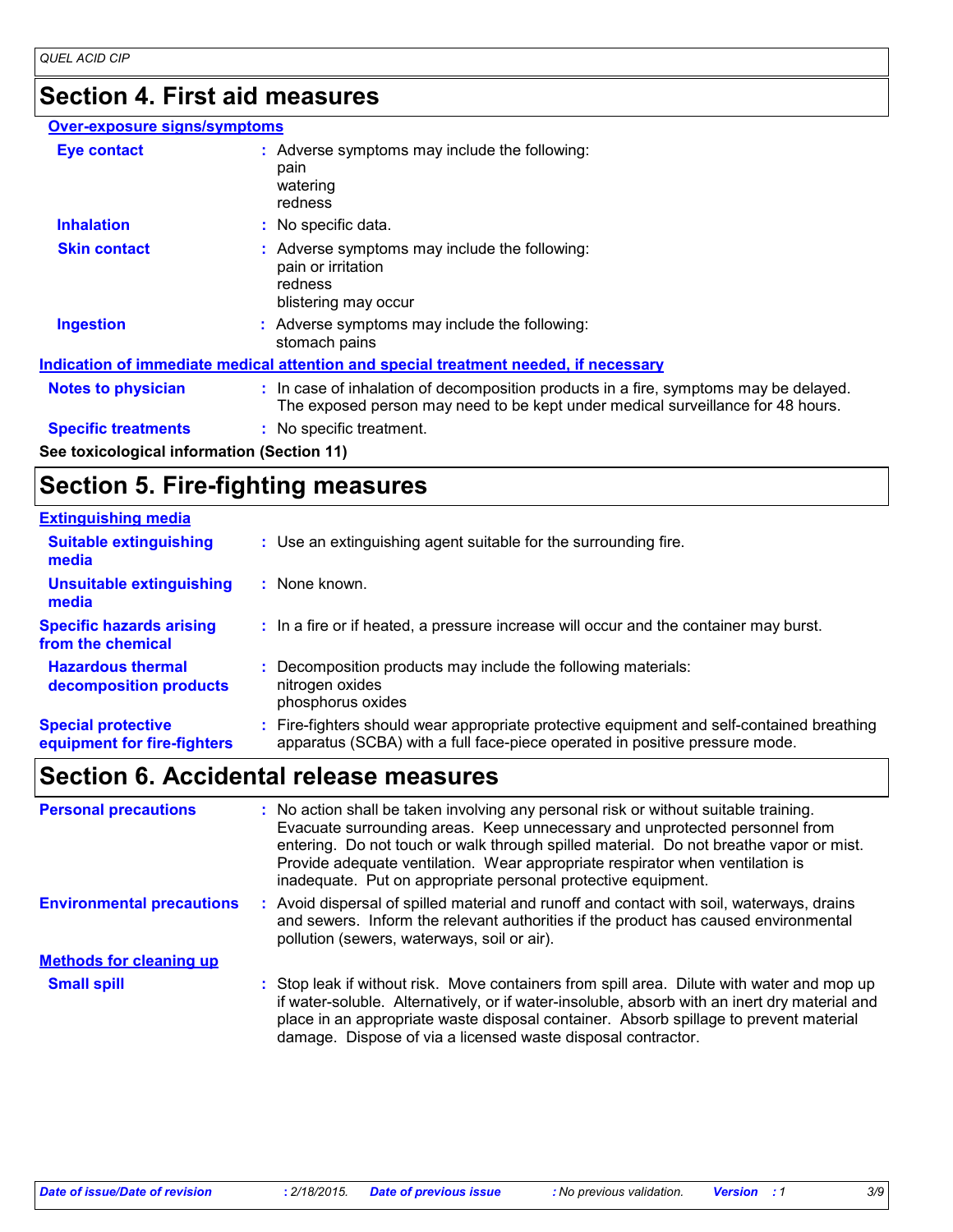# Section 4. First aid measures

**Over-exposure signs/symptoms**

**Eye contact** : Adverse symptoms may include the following:
pain
watering
redness

**Inhalation** : No specific data.

**Skin contact** : Adverse symptoms may include the following:
pain or irritation
redness
blistering may occur

**Ingestion** : Adverse symptoms may include the following:
stomach pains

**Indication of immediate medical attention and special treatment needed, if necessary**

**Notes to physician** : In case of inhalation of decomposition products in a fire, symptoms may be delayed. The exposed person may need to be kept under medical surveillance for 48 hours.

**Specific treatments** : No specific treatment.

**See toxicological information (Section 11)**

# Section 5. Fire-fighting measures

**Extinguishing media**

**Suitable extinguishing media** : Use an extinguishing agent suitable for the surrounding fire.

**Unsuitable extinguishing media** : None known.

**Specific hazards arising from the chemical** : In a fire or if heated, a pressure increase will occur and the container may burst.

**Hazardous thermal decomposition products** : Decomposition products may include the following materials:
nitrogen oxides
phosphorus oxides

**Special protective equipment for fire-fighters** : Fire-fighters should wear appropriate protective equipment and self-contained breathing apparatus (SCBA) with a full face-piece operated in positive pressure mode.

# Section 6. Accidental release measures

**Personal precautions** : No action shall be taken involving any personal risk or without suitable training. Evacuate surrounding areas. Keep unnecessary and unprotected personnel from entering. Do not touch or walk through spilled material. Do not breathe vapor or mist. Provide adequate ventilation. Wear appropriate respirator when ventilation is inadequate. Put on appropriate personal protective equipment.

**Environmental precautions** : Avoid dispersal of spilled material and runoff and contact with soil, waterways, drains and sewers. Inform the relevant authorities if the product has caused environmental pollution (sewers, waterways, soil or air).

**Methods for cleaning up**

**Small spill** : Stop leak if without risk. Move containers from spill area. Dilute with water and mop up if water-soluble. Alternatively, or if water-insoluble, absorb with an inert dry material and place in an appropriate waste disposal container. Absorb spillage to prevent material damage. Dispose of via a licensed waste disposal contractor.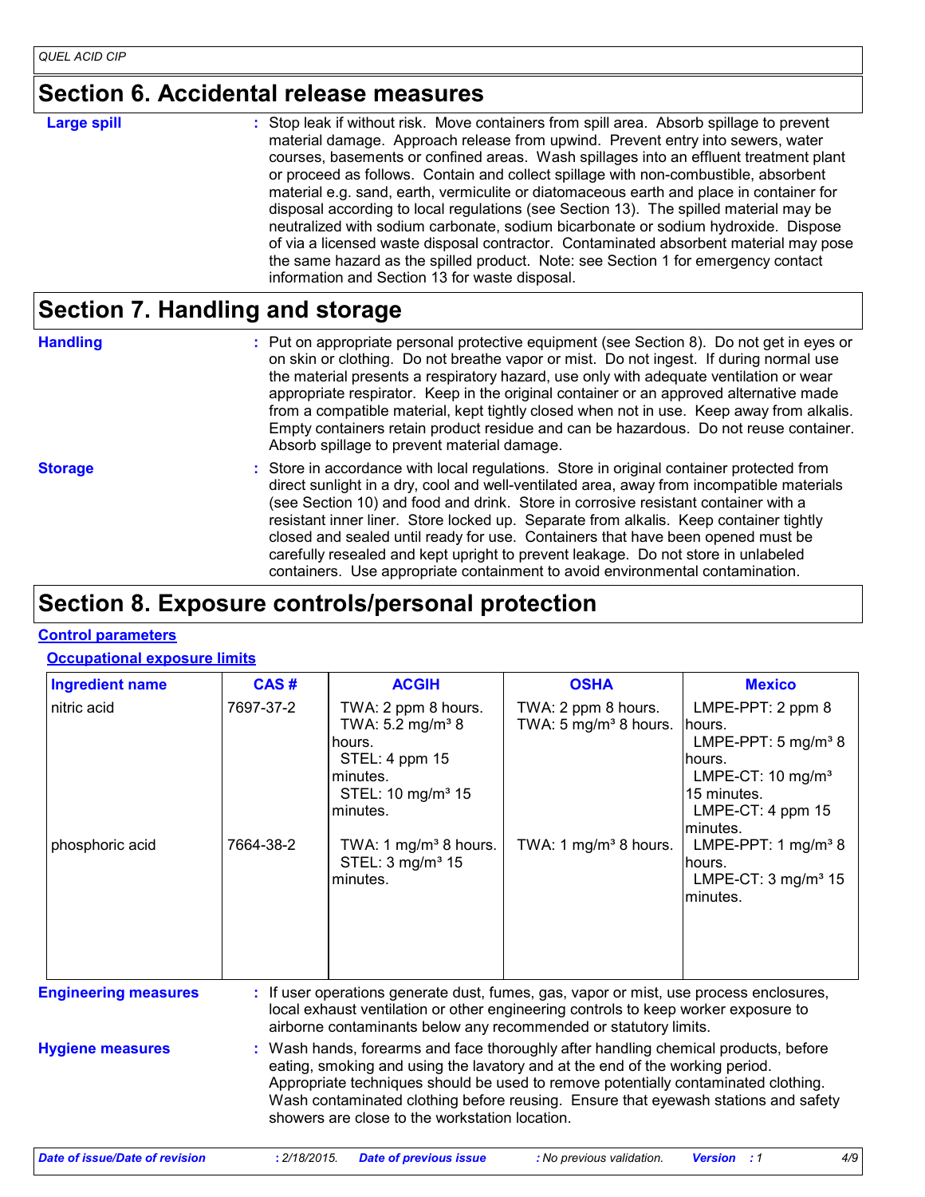# Section 6. Accidental release measures

**Large spill** : Stop leak if without risk. Move containers from spill area. Absorb spillage to prevent material damage. Approach release from upwind. Prevent entry into sewers, water courses, basements or confined areas. Wash spillages into an effluent treatment plant or proceed as follows. Contain and collect spillage with non-combustible, absorbent material e.g. sand, earth, vermiculite or diatomaceous earth and place in container for disposal according to local regulations (see Section 13). The spilled material may be neutralized with sodium carbonate, sodium bicarbonate or sodium hydroxide. Dispose of via a licensed waste disposal contractor. Contaminated absorbent material may pose the same hazard as the spilled product. Note: see Section 1 for emergency contact information and Section 13 for waste disposal.

# Section 7. Handling and storage

**Handling** : Put on appropriate personal protective equipment (see Section 8). Do not get in eyes or on skin or clothing. Do not breathe vapor or mist. Do not ingest. If during normal use the material presents a respiratory hazard, use only with adequate ventilation or wear appropriate respirator. Keep in the original container or an approved alternative made from a compatible material, kept tightly closed when not in use. Keep away from alkalis. Empty containers retain product residue and can be hazardous. Do not reuse container. Absorb spillage to prevent material damage.

**Storage** : Store in accordance with local regulations. Store in original container protected from direct sunlight in a dry, cool and well-ventilated area, away from incompatible materials (see Section 10) and food and drink. Store in corrosive resistant container with a resistant inner liner. Store locked up. Separate from alkalis. Keep container tightly closed and sealed until ready for use. Containers that have been opened must be carefully resealed and kept upright to prevent leakage. Do not store in unlabeled containers. Use appropriate containment to avoid environmental contamination.

# Section 8. Exposure controls/personal protection

**Control parameters**

**Occupational exposure limits**

| Ingredient name | CAS # | ACGIH | OSHA | Mexico |
|---|---|---|---|---|
| nitric acid | 7697-37-2 | TWA: 2 ppm 8 hours.<br>TWA: 5.2 mg/m³ 8 hours.<br>STEL: 4 ppm 15 minutes.<br>STEL: 10 mg/m³ 15 minutes. | TWA: 2 ppm 8 hours.<br>TWA: 5 mg/m³ 8 hours. | LMPE-PPT: 2 ppm 8 hours.<br>LMPE-PPT: 5 mg/m³ 8 hours.<br>LMPE-CT: 10 mg/m³ 15 minutes.<br>LMPE-CT: 4 ppm 15 minutes. |
| phosphoric acid | 7664-38-2 | TWA: 1 mg/m³ 8 hours.<br>STEL: 3 mg/m³ 15 minutes. | TWA: 1 mg/m³ 8 hours. | LMPE-PPT: 1 mg/m³ 8 hours.<br>LMPE-CT: 3 mg/m³ 15 minutes. |

**Engineering measures** : If user operations generate dust, fumes, gas, vapor or mist, use process enclosures, local exhaust ventilation or other engineering controls to keep worker exposure to airborne contaminants below any recommended or statutory limits.

**Hygiene measures** : Wash hands, forearms and face thoroughly after handling chemical products, before eating, smoking and using the lavatory and at the end of the working period. Appropriate techniques should be used to remove potentially contaminated clothing. Wash contaminated clothing before reusing. Ensure that eyewash stations and safety showers are close to the workstation location.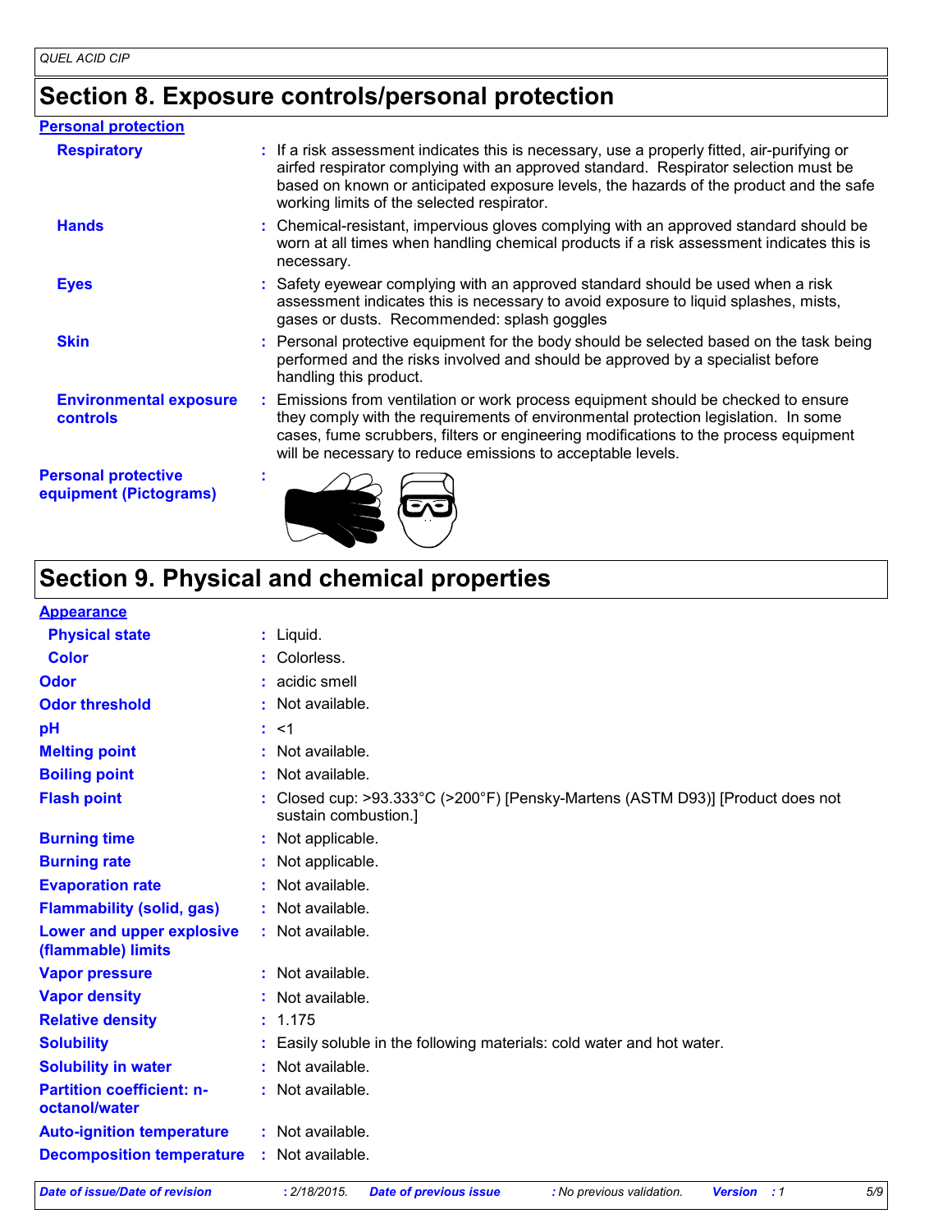## Section 8. Exposure controls/personal protection

**Personal protection**

| | |
|---|---|
| **Respiratory** | : If a risk assessment indicates this is necessary, use a properly fitted, air-purifying or airfed respirator complying with an approved standard. Respirator selection must be based on known or anticipated exposure levels, the hazards of the product and the safe working limits of the selected respirator. |
| **Hands** | : Chemical-resistant, impervious gloves complying with an approved standard should be worn at all times when handling chemical products if a risk assessment indicates this is necessary. |
| **Eyes** | : Safety eyewear complying with an approved standard should be used when a risk assessment indicates this is necessary to avoid exposure to liquid splashes, mists, gases or dusts. Recommended: splash goggles |
| **Skin** | : Personal protective equipment for the body should be selected based on the task being performed and the risks involved and should be approved by a specialist before handling this product. |
| **Environmental exposure controls** | : Emissions from ventilation or work process equipment should be checked to ensure they comply with the requirements of environmental protection legislation. In some cases, fume scrubbers, filters or engineering modifications to the process equipment will be necessary to reduce emissions to acceptable levels. |
| **Personal protective equipment (Pictograms)** | : |

## Section 9. Physical and chemical properties

**Appearance**

| | |
|---|---|
| **Physical state** | : Liquid. |
| **Color** | : Colorless. |
| **Odor** | : acidic smell |
| **Odor threshold** | : Not available. |
| **pH** | : <1 |
| **Melting point** | : Not available. |
| **Boiling point** | : Not available. |
| **Flash point** | : Closed cup: >93.333°C (>200°F) [Pensky-Martens (ASTM D93)] [Product does not sustain combustion.] |
| **Burning time** | : Not applicable. |
| **Burning rate** | : Not applicable. |
| **Evaporation rate** | : Not available. |
| **Flammability (solid, gas)** | : Not available. |
| **Lower and upper explosive (flammable) limits** | : Not available. |
| **Vapor pressure** | : Not available. |
| **Vapor density** | : Not available. |
| **Relative density** | : 1.175 |
| **Solubility** | : Easily soluble in the following materials: cold water and hot water. |
| **Solubility in water** | : Not available. |
| **Partition coefficient: n-octanol/water** | : Not available. |
| **Auto-ignition temperature** | : Not available. |
| **Decomposition temperature** | : Not available. |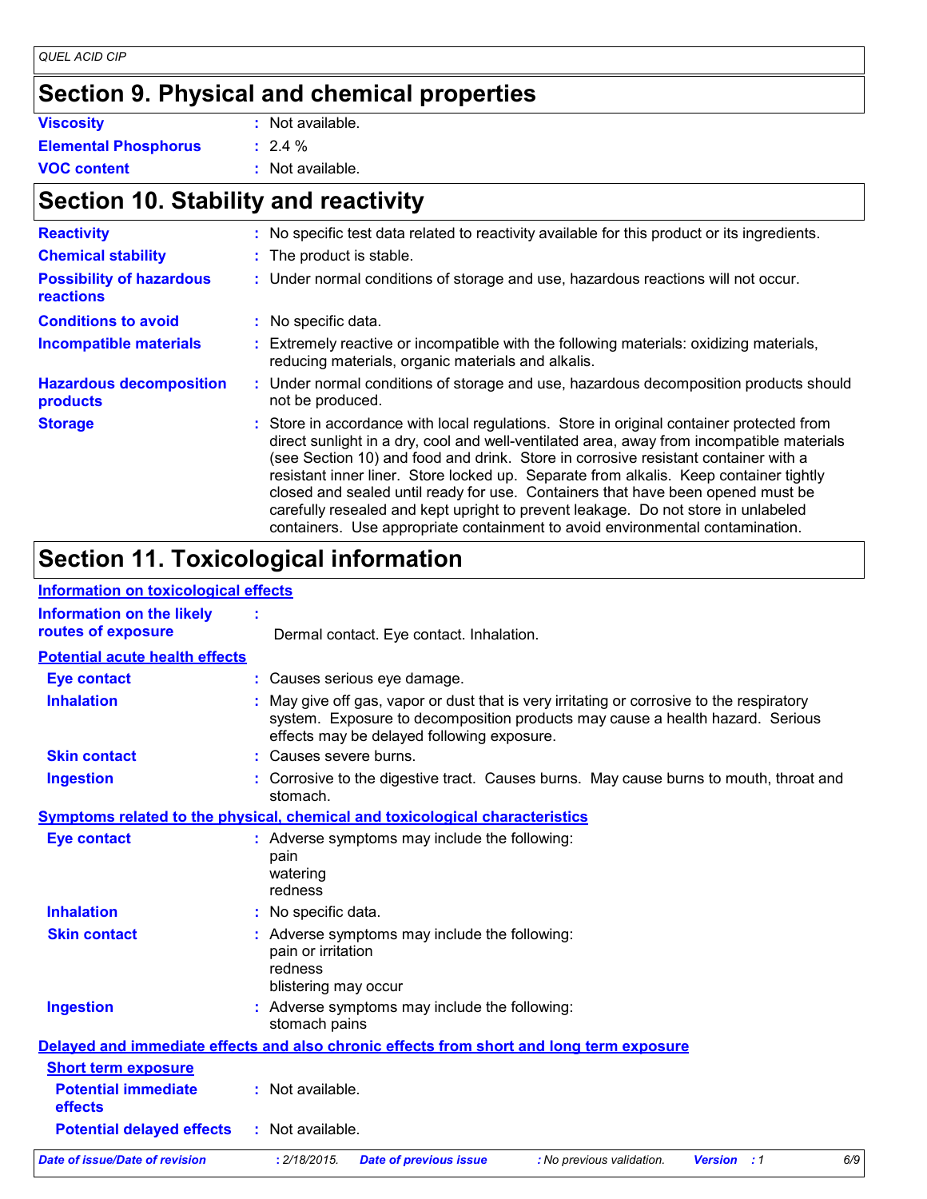## Section 9. Physical and chemical properties

**Viscosity** : Not available.

**Elemental Phosphorus** : 2.4 %

**VOC content** : Not available.

## Section 10. Stability and reactivity

**Reactivity** : No specific test data related to reactivity available for this product or its ingredients.

**Chemical stability** : The product is stable.

**Possibility of hazardous reactions** : Under normal conditions of storage and use, hazardous reactions will not occur.

**Conditions to avoid** : No specific data.

**Incompatible materials** : Extremely reactive or incompatible with the following materials: oxidizing materials, reducing materials, organic materials and alkalis.

**Hazardous decomposition products** : Under normal conditions of storage and use, hazardous decomposition products should not be produced.

**Storage** : Store in accordance with local regulations. Store in original container protected from direct sunlight in a dry, cool and well-ventilated area, away from incompatible materials (see Section 10) and food and drink. Store in corrosive resistant container with a resistant inner liner. Store locked up. Separate from alkalis. Keep container tightly closed and sealed until ready for use. Containers that have been opened must be carefully resealed and kept upright to prevent leakage. Do not store in unlabeled containers. Use appropriate containment to avoid environmental contamination.

## Section 11. Toxicological information

**Information on toxicological effects**

**Information on the likely routes of exposure** : Dermal contact. Eye contact. Inhalation.

**Potential acute health effects**

**Eye contact** : Causes serious eye damage.

**Inhalation** : May give off gas, vapor or dust that is very irritating or corrosive to the respiratory system. Exposure to decomposition products may cause a health hazard. Serious effects may be delayed following exposure.

**Skin contact** : Causes severe burns.

**Ingestion** : Corrosive to the digestive tract. Causes burns. May cause burns to mouth, throat and stomach.

**Symptoms related to the physical, chemical and toxicological characteristics**

**Eye contact** : Adverse symptoms may include the following:
pain
watering
redness

**Inhalation** : No specific data.

**Skin contact** : Adverse symptoms may include the following:
pain or irritation
redness
blistering may occur

**Ingestion** : Adverse symptoms may include the following:
stomach pains

**Delayed and immediate effects and also chronic effects from short and long term exposure**

**Short term exposure**

**Potential immediate effects** : Not available.

**Potential delayed effects** : Not available.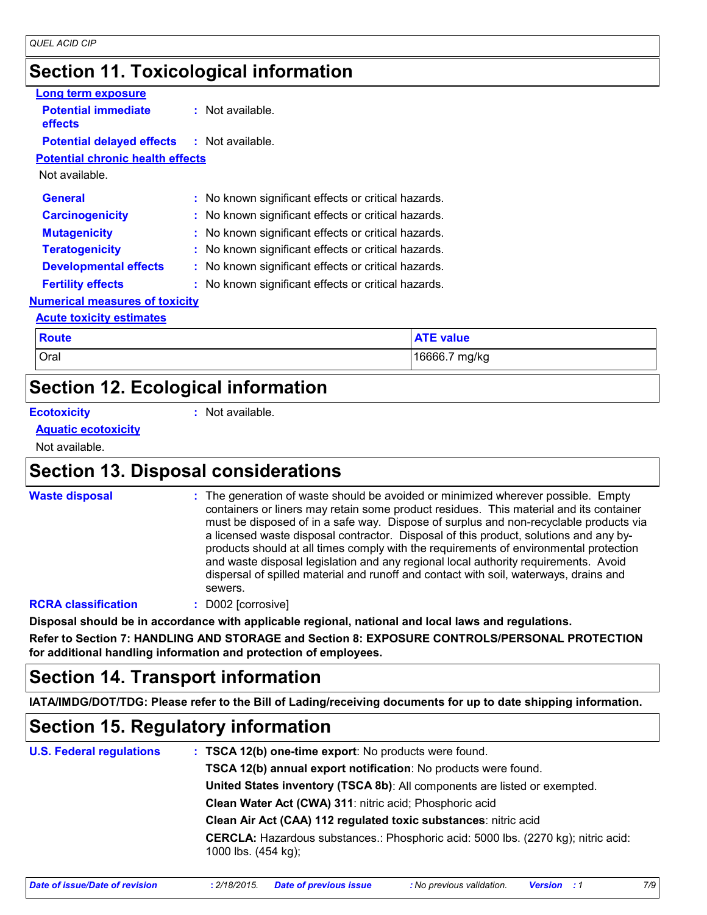# Section 11. Toxicological information

**Long term exposure**

**Potential immediate effects** : Not available.

**Potential delayed effects** : Not available.

**Potential chronic health effects**

Not available.

**General** : No known significant effects or critical hazards.

**Carcinogenicity** : No known significant effects or critical hazards.

**Mutagenicity** : No known significant effects or critical hazards.

**Teratogenicity** : No known significant effects or critical hazards.

**Developmental effects** : No known significant effects or critical hazards.

**Fertility effects** : No known significant effects or critical hazards.

**Numerical measures of toxicity**

**Acute toxicity estimates**

| Route | ATE value |
| --- | --- |
| Oral | 16666.7 mg/kg |

# Section 12. Ecological information

**Ecotoxicity** : Not available.

**Aquatic ecotoxicity**

Not available.

# Section 13. Disposal considerations

**Waste disposal** : The generation of waste should be avoided or minimized wherever possible. Empty containers or liners may retain some product residues. This material and its container must be disposed of in a safe way. Dispose of surplus and non-recyclable products via a licensed waste disposal contractor. Disposal of this product, solutions and any by-products should at all times comply with the requirements of environmental protection and waste disposal legislation and any regional local authority requirements. Avoid dispersal of spilled material and runoff and contact with soil, waterways, drains and sewers.

**RCRA classification** : D002 [corrosive]

**Disposal should be in accordance with applicable regional, national and local laws and regulations.**

**Refer to Section 7: HANDLING AND STORAGE and Section 8: EXPOSURE CONTROLS/PERSONAL PROTECTION for additional handling information and protection of employees.**

# Section 14. Transport information

**IATA/IMDG/DOT/TDG: Please refer to the Bill of Lading/receiving documents for up to date shipping information.**

# Section 15. Regulatory information

**U.S. Federal regulations** : **TSCA 12(b) one-time export**: No products were found.

**TSCA 12(b) annual export notification**: No products were found.

**United States inventory (TSCA 8b)**: All components are listed or exempted.

**Clean Water Act (CWA) 311**: nitric acid; Phosphoric acid

**Clean Air Act (CAA) 112 regulated toxic substances**: nitric acid

**CERCLA:** Hazardous substances.: Phosphoric acid: 5000 lbs. (2270 kg); nitric acid: 1000 lbs. (454 kg);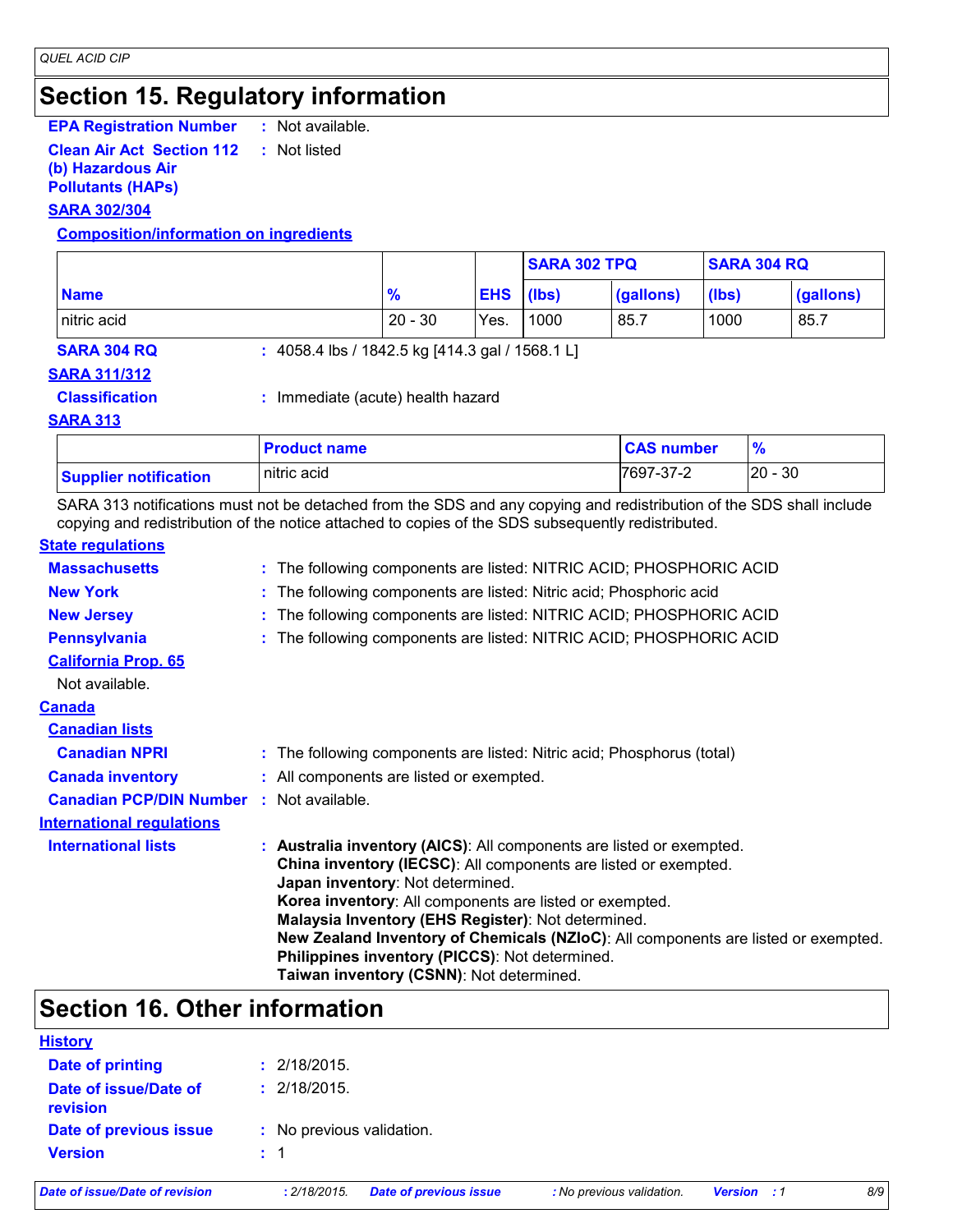## Section 15. Regulatory information

**EPA Registration Number** : Not available.

**Clean Air Act Section 112 (b) Hazardous Air Pollutants (HAPs)** : Not listed

**SARA 302/304**

**Composition/information on ingredients**

| | | | SARA 302 TPQ | | SARA 304 RQ | |
|---|---|---|---|---|---|---|
| **Name** | **%** | **EHS** | **(lbs)** | **(gallons)** | **(lbs)** | **(gallons)** |
| nitric acid | 20 - 30 | Yes. | 1000 | 85.7 | 1000 | 85.7 |

**SARA 304 RQ** : 4058.4 lbs / 1842.5 kg [414.3 gal / 1568.1 L]

**SARA 311/312**

**Classification** : Immediate (acute) health hazard

**SARA 313**

| | Product name | CAS number | % |
|---|---|---|---|
| **Supplier notification** | nitric acid | 7697-37-2 | 20 - 30 |

SARA 313 notifications must not be detached from the SDS and any copying and redistribution of the SDS shall include copying and redistribution of the notice attached to copies of the SDS subsequently redistributed.

**State regulations**

**Massachusetts** : The following components are listed: NITRIC ACID; PHOSPHORIC ACID

**New York** : The following components are listed: Nitric acid; Phosphoric acid

**New Jersey** : The following components are listed: NITRIC ACID; PHOSPHORIC ACID

**Pennsylvania** : The following components are listed: NITRIC ACID; PHOSPHORIC ACID

**California Prop. 65**

Not available.

**Canada**

**Canadian lists**

**Canadian NPRI** : The following components are listed: Nitric acid; Phosphorus (total)

**Canada inventory** : All components are listed or exempted.

**Canadian PCP/DIN Number** : Not available.

**International regulations**

**International lists** :
**Australia inventory (AICS)**: All components are listed or exempted.
**China inventory (IECSC)**: All components are listed or exempted.
**Japan inventory**: Not determined.
**Korea inventory**: All components are listed or exempted.
**Malaysia Inventory (EHS Register)**: Not determined.
**New Zealand Inventory of Chemicals (NZIoC)**: All components are listed or exempted.
**Philippines inventory (PICCS)**: Not determined.
**Taiwan inventory (CSNN)**: Not determined.

## Section 16. Other information

**History**

**Date of printing** : 2/18/2015.

**Date of issue/Date of revision** : 2/18/2015.

**Date of previous issue** : No previous validation.

**Version** : 1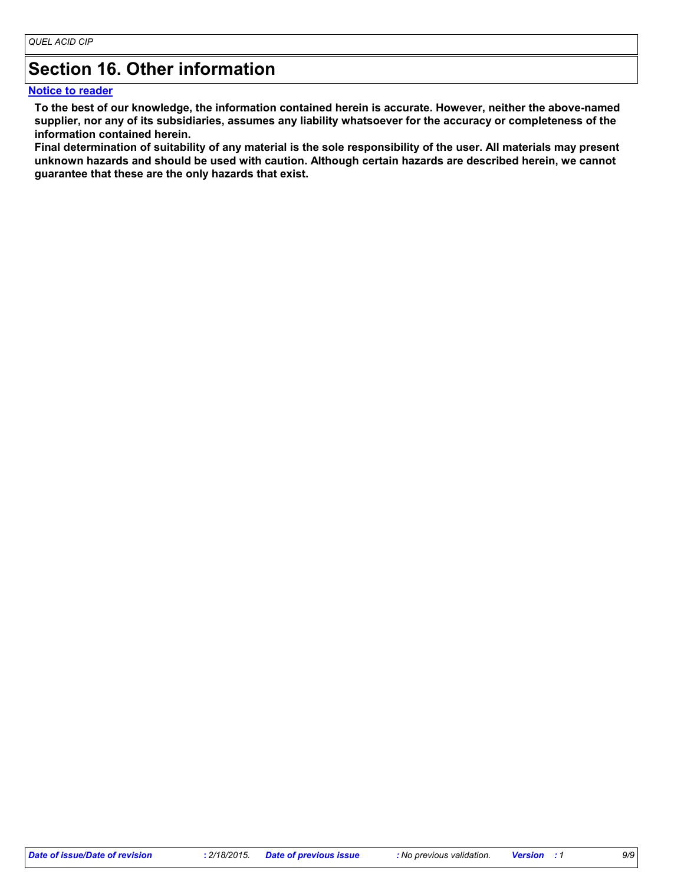# Section 16. Other information

**Notice to reader**

**To the best of our knowledge, the information contained herein is accurate. However, neither the above-named supplier, nor any of its subsidiaries, assumes any liability whatsoever for the accuracy or completeness of the information contained herein.**

**Final determination of suitability of any material is the sole responsibility of the user. All materials may present unknown hazards and should be used with caution. Although certain hazards are described herein, we cannot guarantee that these are the only hazards that exist.**